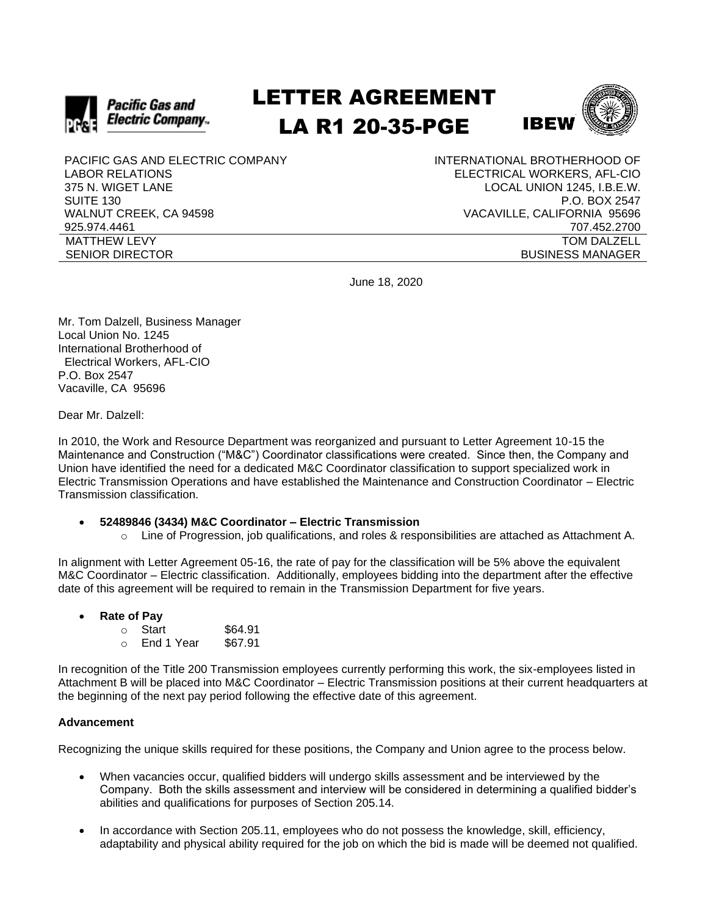# LETTER AGREEMENT
# LA R1 20-35-PGE

| PACIFIC GAS AND ELECTRIC COMPANY | INTERNATIONAL BROTHERHOOD OF |
|---|---|
| LABOR RELATIONS | ELECTRICAL WORKERS, AFL-CIO |
| 375 N. WIGET LANE | LOCAL UNION 1245, I.B.E.W. |
| SUITE 130 | P.O. BOX 2547 |
| WALNUT CREEK, CA 94598 | VACAVILLE, CALIFORNIA 95696 |
| 925.974.4461 | 707.452.2700 |
| MATTHEW LEVY | TOM DALZELL |
| SENIOR DIRECTOR | BUSINESS MANAGER |

June 18, 2020

Mr. Tom Dalzell, Business Manager
Local Union No. 1245
International Brotherhood of
Electrical Workers, AFL-CIO
P.O. Box 2547
Vacaville, CA 95696

Dear Mr. Dalzell:

In 2010, the Work and Resource Department was reorganized and pursuant to Letter Agreement 10-15 the Maintenance and Construction ("M&C") Coordinator classifications were created. Since then, the Company and Union have identified the need for a dedicated M&C Coordinator classification to support specialized work in Electric Transmission Operations and have established the Maintenance and Construction Coordinator – Electric Transmission classification.

- **52489846 (3434) M&C Coordinator – Electric Transmission**
  - Line of Progression, job qualifications, and roles & responsibilities are attached as Attachment A.

In alignment with Letter Agreement 05-16, the rate of pay for the classification will be 5% above the equivalent M&C Coordinator – Electric classification. Additionally, employees bidding into the department after the effective date of this agreement will be required to remain in the Transmission Department for five years.

- **Rate of Pay**
  - Start $64.91
  - End 1 Year $67.91

In recognition of the Title 200 Transmission employees currently performing this work, the six-employees listed in Attachment B will be placed into M&C Coordinator – Electric Transmission positions at their current headquarters at the beginning of the next pay period following the effective date of this agreement.

**Advancement**

Recognizing the unique skills required for these positions, the Company and Union agree to the process below.

- When vacancies occur, qualified bidders will undergo skills assessment and be interviewed by the Company. Both the skills assessment and interview will be considered in determining a qualified bidder's abilities and qualifications for purposes of Section 205.14.

- In accordance with Section 205.11, employees who do not possess the knowledge, skill, efficiency, adaptability and physical ability required for the job on which the bid is made will be deemed not qualified.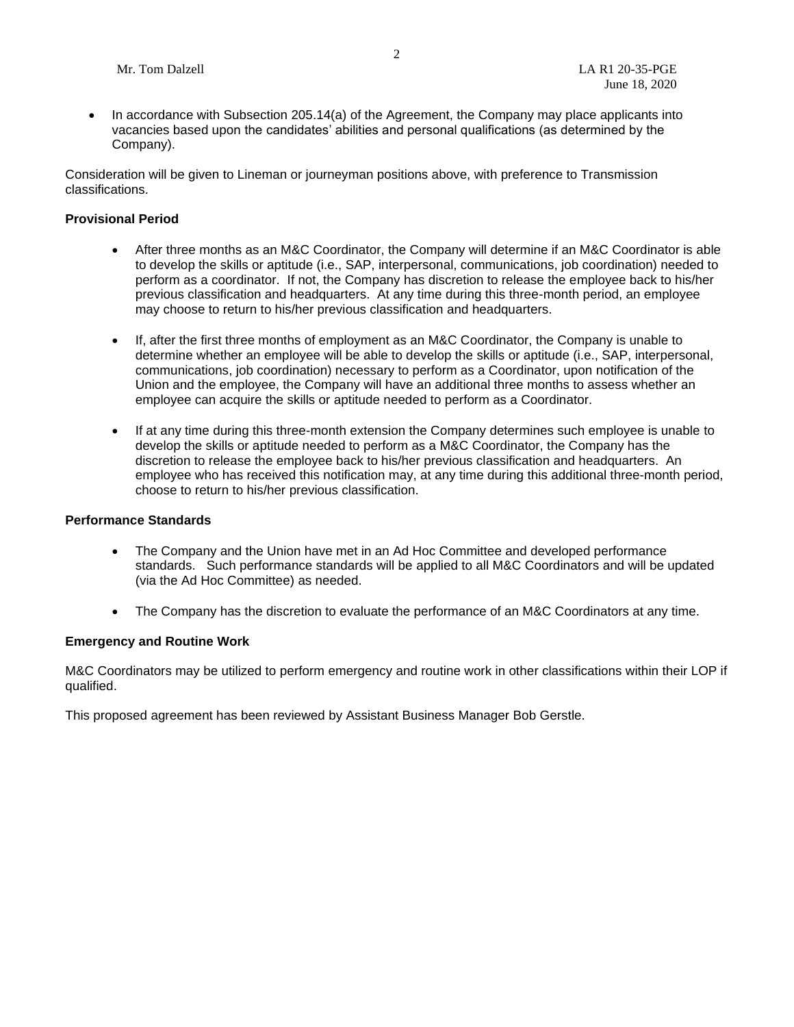- In accordance with Subsection 205.14(a) of the Agreement, the Company may place applicants into vacancies based upon the candidates' abilities and personal qualifications (as determined by the Company).

Consideration will be given to Lineman or journeyman positions above, with preference to Transmission classifications.

**Provisional Period**

- After three months as an M&C Coordinator, the Company will determine if an M&C Coordinator is able to develop the skills or aptitude (i.e., SAP, interpersonal, communications, job coordination) needed to perform as a coordinator. If not, the Company has discretion to release the employee back to his/her previous classification and headquarters. At any time during this three-month period, an employee may choose to return to his/her previous classification and headquarters.

- If, after the first three months of employment as an M&C Coordinator, the Company is unable to determine whether an employee will be able to develop the skills or aptitude (i.e., SAP, interpersonal, communications, job coordination) necessary to perform as a Coordinator, upon notification of the Union and the employee, the Company will have an additional three months to assess whether an employee can acquire the skills or aptitude needed to perform as a Coordinator.

- If at any time during this three-month extension the Company determines such employee is unable to develop the skills or aptitude needed to perform as a M&C Coordinator, the Company has the discretion to release the employee back to his/her previous classification and headquarters. An employee who has received this notification may, at any time during this additional three-month period, choose to return to his/her previous classification.

**Performance Standards**

- The Company and the Union have met in an Ad Hoc Committee and developed performance standards. Such performance standards will be applied to all M&C Coordinators and will be updated (via the Ad Hoc Committee) as needed.

- The Company has the discretion to evaluate the performance of an M&C Coordinators at any time.

**Emergency and Routine Work**

M&C Coordinators may be utilized to perform emergency and routine work in other classifications within their LOP if qualified.

This proposed agreement has been reviewed by Assistant Business Manager Bob Gerstle.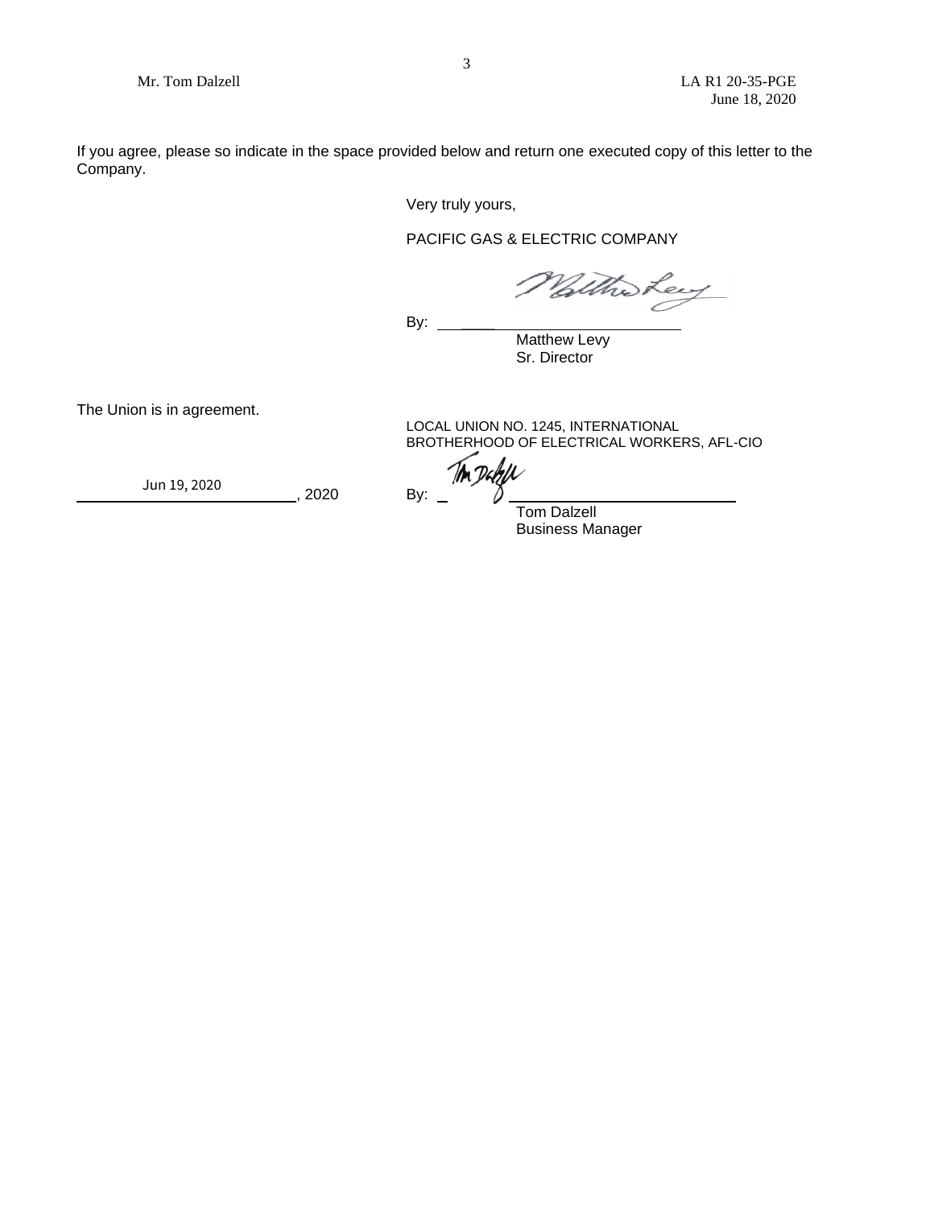If you agree, please so indicate in the space provided below and return one executed copy of this letter to the Company.

Very truly yours,

PACIFIC GAS & ELECTRIC COMPANY

By: ______________________
Matthew Levy
Sr. Director

The Union is in agreement.

LOCAL UNION NO. 1245, INTERNATIONAL BROTHERHOOD OF ELECTRICAL WORKERS, AFL-CIO

Jun 19, 2020, 2020

By: ______________________
Tom Dalzell
Business Manager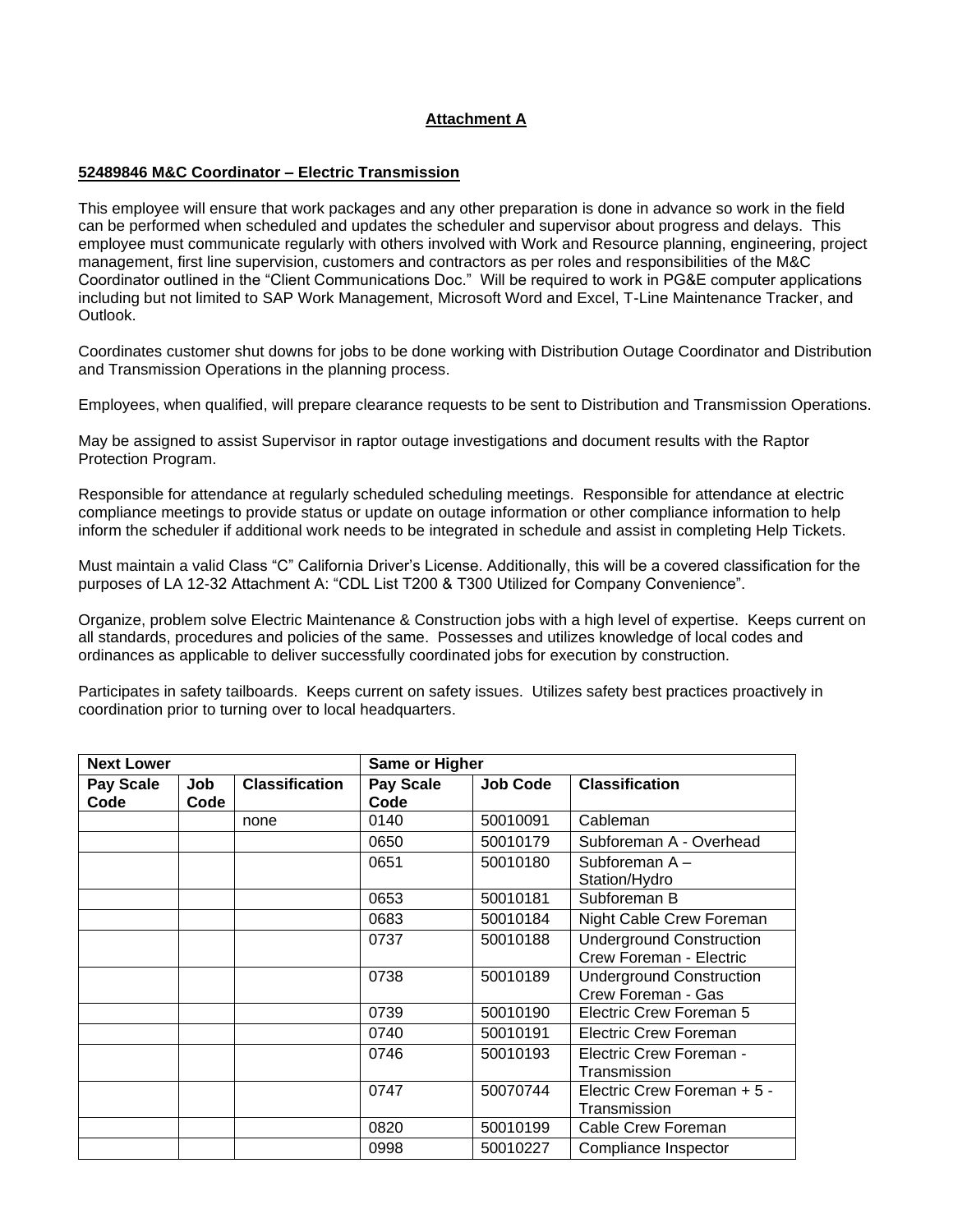**Attachment A**

**52489846 M&C Coordinator – Electric Transmission**

This employee will ensure that work packages and any other preparation is done in advance so work in the field can be performed when scheduled and updates the scheduler and supervisor about progress and delays. This employee must communicate regularly with others involved with Work and Resource planning, engineering, project management, first line supervision, customers and contractors as per roles and responsibilities of the M&C Coordinator outlined in the "Client Communications Doc." Will be required to work in PG&E computer applications including but not limited to SAP Work Management, Microsoft Word and Excel, T-Line Maintenance Tracker, and Outlook.

Coordinates customer shut downs for jobs to be done working with Distribution Outage Coordinator and Distribution and Transmission Operations in the planning process.

Employees, when qualified, will prepare clearance requests to be sent to Distribution and Transmission Operations.

May be assigned to assist Supervisor in raptor outage investigations and document results with the Raptor Protection Program.

Responsible for attendance at regularly scheduled scheduling meetings. Responsible for attendance at electric compliance meetings to provide status or update on outage information or other compliance information to help inform the scheduler if additional work needs to be integrated in schedule and assist in completing Help Tickets.

Must maintain a valid Class "C" California Driver's License. Additionally, this will be a covered classification for the purposes of LA 12-32 Attachment A: "CDL List T200 & T300 Utilized for Company Convenience".

Organize, problem solve Electric Maintenance & Construction jobs with a high level of expertise. Keeps current on all standards, procedures and policies of the same. Possesses and utilizes knowledge of local codes and ordinances as applicable to deliver successfully coordinated jobs for execution by construction.

Participates in safety tailboards. Keeps current on safety issues. Utilizes safety best practices proactively in coordination prior to turning over to local headquarters.

| **Next Lower** | | | **Same or Higher** | | |
|---|---|---|---|---|---|
| **Pay Scale Code** | **Job Code** | **Classification** | **Pay Scale Code** | **Job Code** | **Classification** |
| | | none | 0140 | 50010091 | Cableman |
| | | | 0650 | 50010179 | Subforeman A - Overhead |
| | | | 0651 | 50010180 | Subforeman A – Station/Hydro |
| | | | 0653 | 50010181 | Subforeman B |
| | | | 0683 | 50010184 | Night Cable Crew Foreman |
| | | | 0737 | 50010188 | Underground Construction Crew Foreman - Electric |
| | | | 0738 | 50010189 | Underground Construction Crew Foreman - Gas |
| | | | 0739 | 50010190 | Electric Crew Foreman 5 |
| | | | 0740 | 50010191 | Electric Crew Foreman |
| | | | 0746 | 50010193 | Electric Crew Foreman - Transmission |
| | | | 0747 | 50070744 | Electric Crew Foreman + 5 - Transmission |
| | | | 0820 | 50010199 | Cable Crew Foreman |
| | | | 0998 | 50010227 | Compliance Inspector |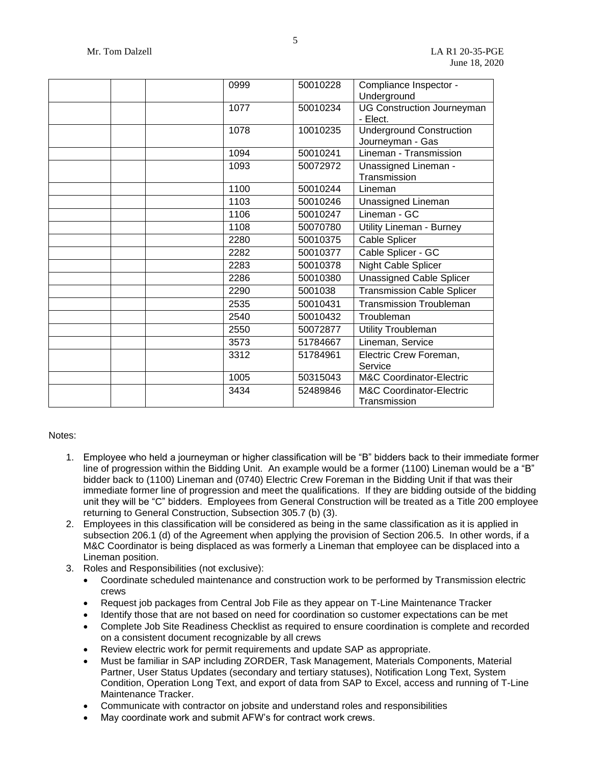| | | | 0999 | 50010228 | Compliance Inspector - Underground |
|---|---|---|---|---|---|
| | | | 1077 | 50010234 | UG Construction Journeyman - Elect. |
| | | | 1078 | 10010235 | Underground Construction Journeyman - Gas |
| | | | 1094 | 50010241 | Lineman - Transmission |
| | | | 1093 | 50072972 | Unassigned Lineman - Transmission |
| | | | 1100 | 50010244 | Lineman |
| | | | 1103 | 50010246 | Unassigned Lineman |
| | | | 1106 | 50010247 | Lineman - GC |
| | | | 1108 | 50070780 | Utility Lineman - Burney |
| | | | 2280 | 50010375 | Cable Splicer |
| | | | 2282 | 50010377 | Cable Splicer - GC |
| | | | 2283 | 50010378 | Night Cable Splicer |
| | | | 2286 | 50010380 | Unassigned Cable Splicer |
| | | | 2290 | 5001038 | Transmission Cable Splicer |
| | | | 2535 | 50010431 | Transmission Troubleman |
| | | | 2540 | 50010432 | Troubleman |
| | | | 2550 | 50072877 | Utility Troubleman |
| | | | 3573 | 51784667 | Lineman, Service |
| | | | 3312 | 51784961 | Electric Crew Foreman, Service |
| | | | 1005 | 50315043 | M&C Coordinator-Electric |
| | | | 3434 | 52489846 | M&C Coordinator-Electric Transmission |

Notes:

1. Employee who held a journeyman or higher classification will be "B" bidders back to their immediate former line of progression within the Bidding Unit. An example would be a former (1100) Lineman would be a "B" bidder back to (1100) Lineman and (0740) Electric Crew Foreman in the Bidding Unit if that was their immediate former line of progression and meet the qualifications. If they are bidding outside of the bidding unit they will be "C" bidders. Employees from General Construction will be treated as a Title 200 employee returning to General Construction, Subsection 305.7 (b) (3).
2. Employees in this classification will be considered as being in the same classification as it is applied in subsection 206.1 (d) of the Agreement when applying the provision of Section 206.5. In other words, if a M&C Coordinator is being displaced as was formerly a Lineman that employee can be displaced into a Lineman position.
3. Roles and Responsibilities (not exclusive):
   - Coordinate scheduled maintenance and construction work to be performed by Transmission electric crews
   - Request job packages from Central Job File as they appear on T-Line Maintenance Tracker
   - Identify those that are not based on need for coordination so customer expectations can be met
   - Complete Job Site Readiness Checklist as required to ensure coordination is complete and recorded on a consistent document recognizable by all crews
   - Review electric work for permit requirements and update SAP as appropriate.
   - Must be familiar in SAP including ZORDER, Task Management, Materials Components, Material Partner, User Status Updates (secondary and tertiary statuses), Notification Long Text, System Condition, Operation Long Text, and export of data from SAP to Excel, access and running of T-Line Maintenance Tracker.
   - Communicate with contractor on jobsite and understand roles and responsibilities
   - May coordinate work and submit AFW's for contract work crews.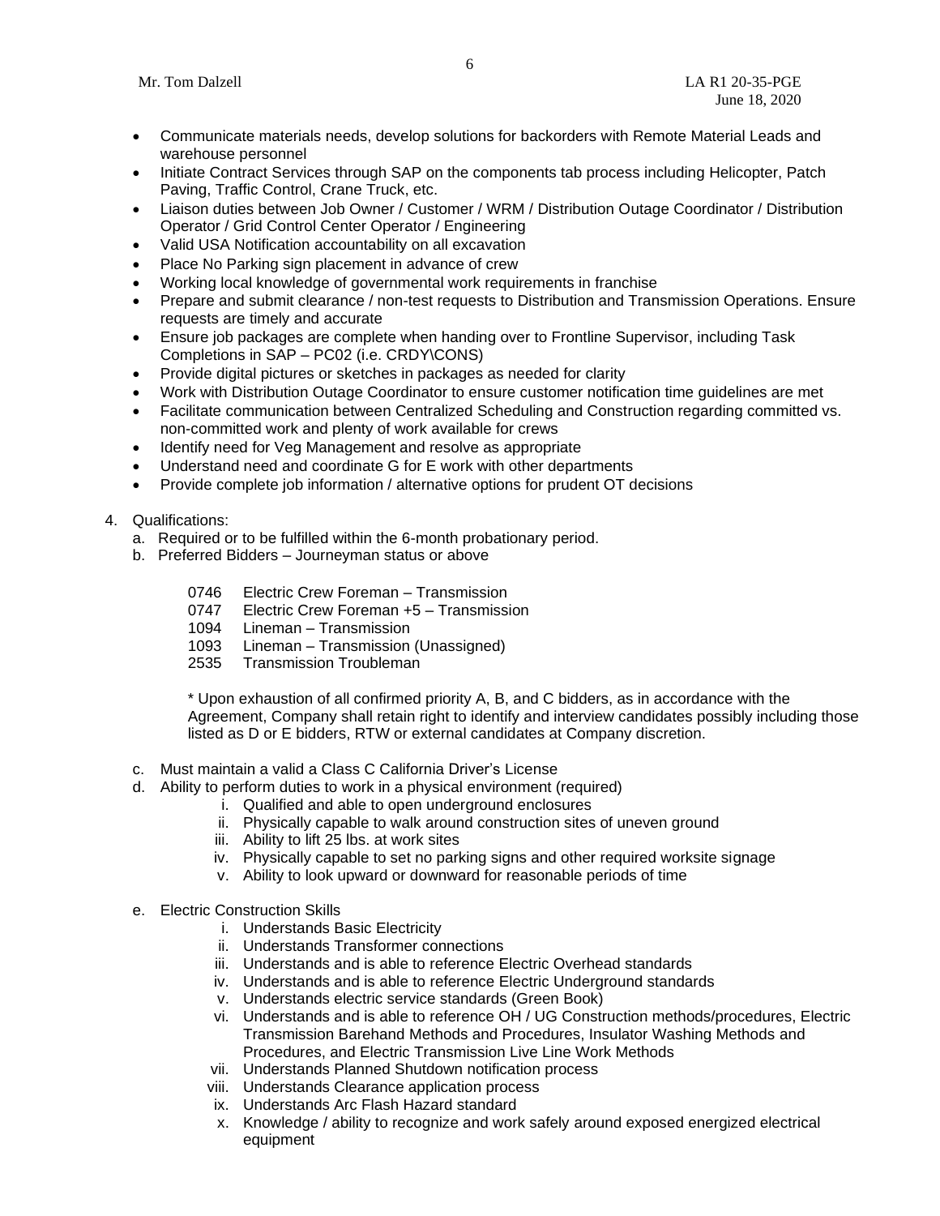- Communicate materials needs, develop solutions for backorders with Remote Material Leads and warehouse personnel
- Initiate Contract Services through SAP on the components tab process including Helicopter, Patch Paving, Traffic Control, Crane Truck, etc.
- Liaison duties between Job Owner / Customer / WRM / Distribution Outage Coordinator / Distribution Operator / Grid Control Center Operator / Engineering
- Valid USA Notification accountability on all excavation
- Place No Parking sign placement in advance of crew
- Working local knowledge of governmental work requirements in franchise
- Prepare and submit clearance / non-test requests to Distribution and Transmission Operations. Ensure requests are timely and accurate
- Ensure job packages are complete when handing over to Frontline Supervisor, including Task Completions in SAP – PC02 (i.e. CRDY\CONS)
- Provide digital pictures or sketches in packages as needed for clarity
- Work with Distribution Outage Coordinator to ensure customer notification time guidelines are met
- Facilitate communication between Centralized Scheduling and Construction regarding committed vs. non-committed work and plenty of work available for crews
- Identify need for Veg Management and resolve as appropriate
- Understand need and coordinate G for E work with other departments
- Provide complete job information / alternative options for prudent OT decisions

4. Qualifications:
   a. Required or to be fulfilled within the 6-month probationary period.
   b. Preferred Bidders – Journeyman status or above

      0746 Electric Crew Foreman – Transmission
      0747 Electric Crew Foreman +5 – Transmission
      1094 Lineman – Transmission
      1093 Lineman – Transmission (Unassigned)
      2535 Transmission Troubleman

      * Upon exhaustion of all confirmed priority A, B, and C bidders, as in accordance with the Agreement, Company shall retain right to identify and interview candidates possibly including those listed as D or E bidders, RTW or external candidates at Company discretion.

   c. Must maintain a valid a Class C California Driver's License
   d. Ability to perform duties to work in a physical environment (required)
      i. Qualified and able to open underground enclosures
      ii. Physically capable to walk around construction sites of uneven ground
      iii. Ability to lift 25 lbs. at work sites
      iv. Physically capable to set no parking signs and other required worksite signage
      v. Ability to look upward or downward for reasonable periods of time

   e. Electric Construction Skills
      i. Understands Basic Electricity
      ii. Understands Transformer connections
      iii. Understands and is able to reference Electric Overhead standards
      iv. Understands and is able to reference Electric Underground standards
      v. Understands electric service standards (Green Book)
      vi. Understands and is able to reference OH / UG Construction methods/procedures, Electric Transmission Barehand Methods and Procedures, Insulator Washing Methods and Procedures, and Electric Transmission Live Line Work Methods
      vii. Understands Planned Shutdown notification process
      viii. Understands Clearance application process
      ix. Understands Arc Flash Hazard standard
      x. Knowledge / ability to recognize and work safely around exposed energized electrical equipment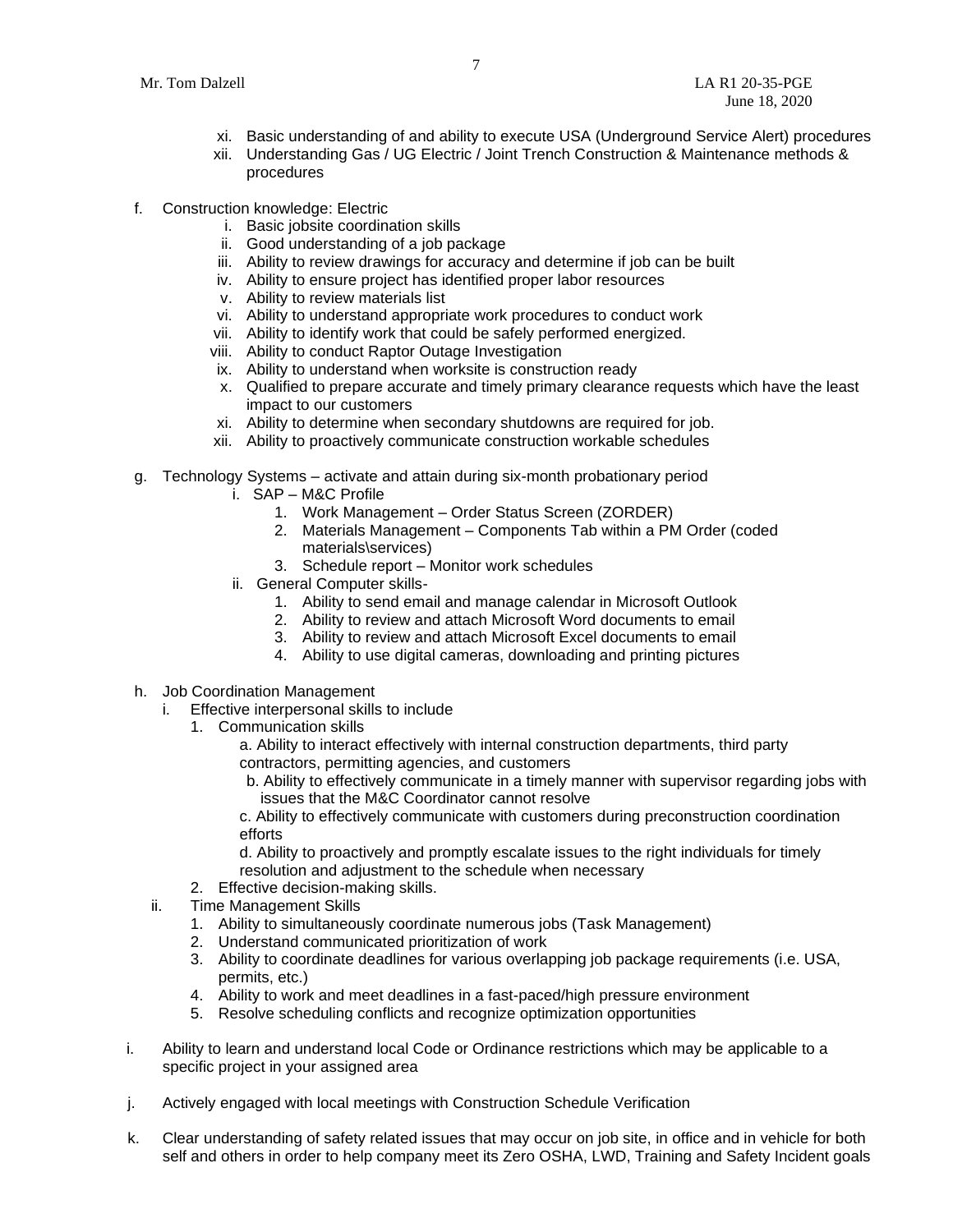xi. Basic understanding of and ability to execute USA (Underground Service Alert) procedures
xii. Understanding Gas / UG Electric / Joint Trench Construction & Maintenance methods & procedures

f. Construction knowledge: Electric
   i. Basic jobsite coordination skills
   ii. Good understanding of a job package
   iii. Ability to review drawings for accuracy and determine if job can be built
   iv. Ability to ensure project has identified proper labor resources
   v. Ability to review materials list
   vi. Ability to understand appropriate work procedures to conduct work
   vii. Ability to identify work that could be safely performed energized.
   viii. Ability to conduct Raptor Outage Investigation
   ix. Ability to understand when worksite is construction ready
   x. Qualified to prepare accurate and timely primary clearance requests which have the least impact to our customers
   xi. Ability to determine when secondary shutdowns are required for job.
   xii. Ability to proactively communicate construction workable schedules

g. Technology Systems – activate and attain during six-month probationary period
   i. SAP – M&C Profile
      1. Work Management – Order Status Screen (ZORDER)
      2. Materials Management – Components Tab within a PM Order (coded materials\services)
      3. Schedule report – Monitor work schedules
   ii. General Computer skills-
      1. Ability to send email and manage calendar in Microsoft Outlook
      2. Ability to review and attach Microsoft Word documents to email
      3. Ability to review and attach Microsoft Excel documents to email
      4. Ability to use digital cameras, downloading and printing pictures

h. Job Coordination Management
   i. Effective interpersonal skills to include
      1. Communication skills
         a. Ability to interact effectively with internal construction departments, third party contractors, permitting agencies, and customers
         b. Ability to effectively communicate in a timely manner with supervisor regarding jobs with issues that the M&C Coordinator cannot resolve
         c. Ability to effectively communicate with customers during preconstruction coordination efforts
         d. Ability to proactively and promptly escalate issues to the right individuals for timely resolution and adjustment to the schedule when necessary
      2. Effective decision-making skills.
   ii. Time Management Skills
      1. Ability to simultaneously coordinate numerous jobs (Task Management)
      2. Understand communicated prioritization of work
      3. Ability to coordinate deadlines for various overlapping job package requirements (i.e. USA, permits, etc.)
      4. Ability to work and meet deadlines in a fast-paced/high pressure environment
      5. Resolve scheduling conflicts and recognize optimization opportunities

i. Ability to learn and understand local Code or Ordinance restrictions which may be applicable to a specific project in your assigned area

j. Actively engaged with local meetings with Construction Schedule Verification

k. Clear understanding of safety related issues that may occur on job site, in office and in vehicle for both self and others in order to help company meet its Zero OSHA, LWD, Training and Safety Incident goals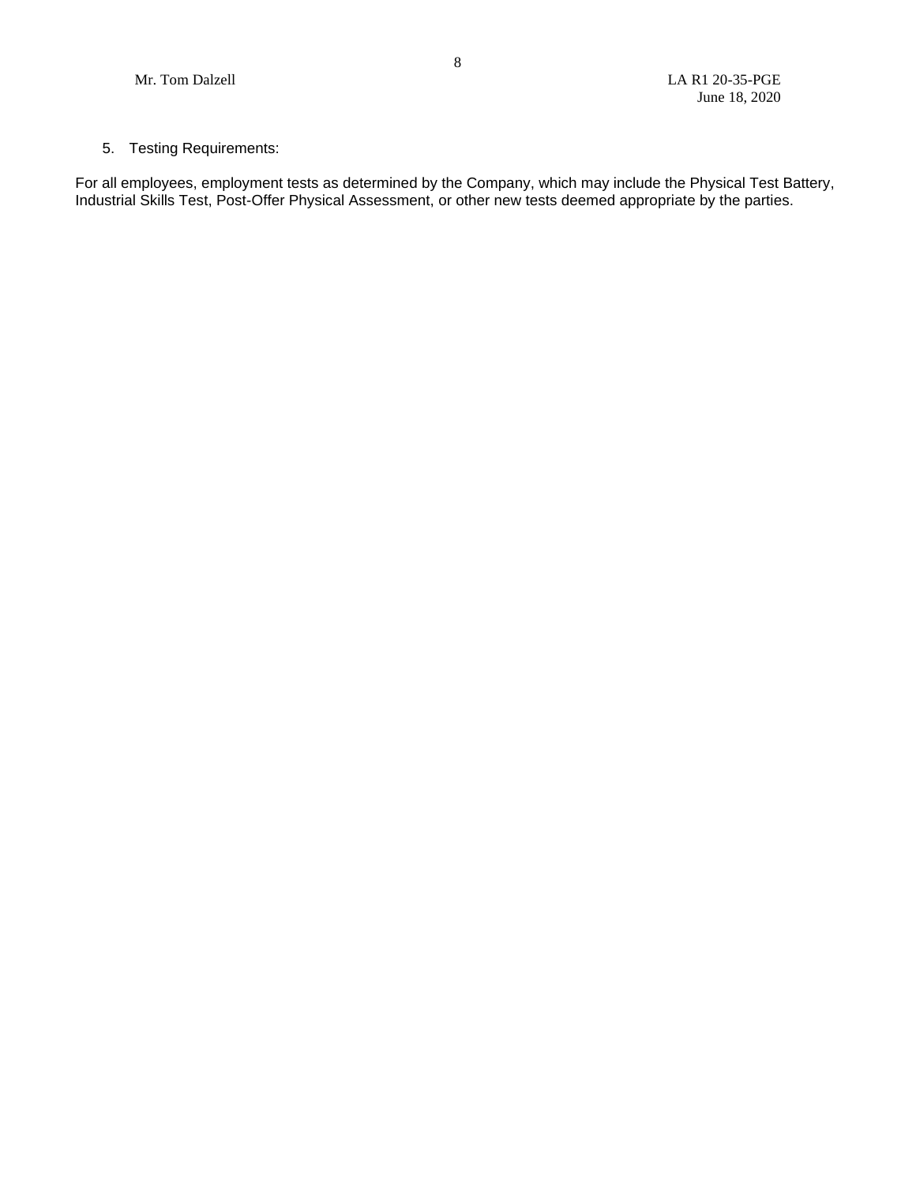5. Testing Requirements:

For all employees, employment tests as determined by the Company, which may include the Physical Test Battery, Industrial Skills Test, Post-Offer Physical Assessment, or other new tests deemed appropriate by the parties.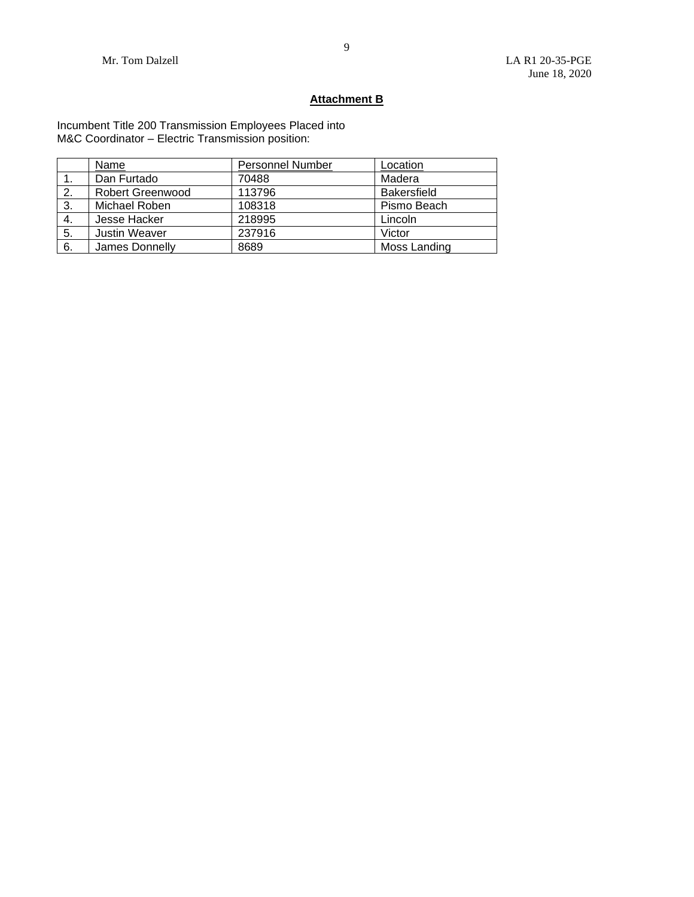## Attachment B

Incumbent Title 200 Transmission Employees Placed into
M&C Coordinator – Electric Transmission position:

| | Name | Personnel Number | Location |
|---|---|---|---|
| 1. | Dan Furtado | 70488 | Madera |
| 2. | Robert Greenwood | 113796 | Bakersfield |
| 3. | Michael Roben | 108318 | Pismo Beach |
| 4. | Jesse Hacker | 218995 | Lincoln |
| 5. | Justin Weaver | 237916 | Victor |
| 6. | James Donnelly | 8689 | Moss Landing |